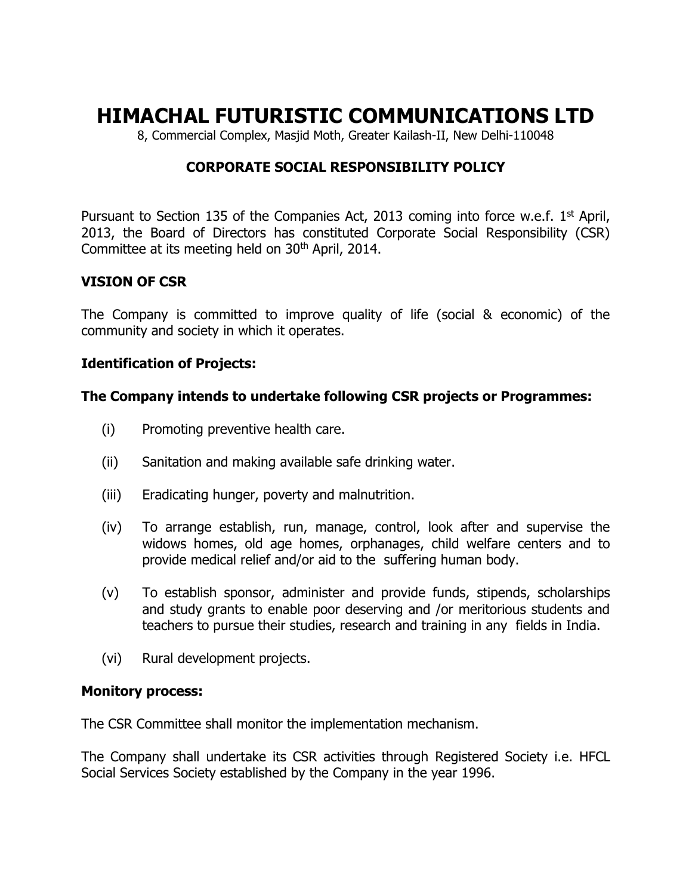# HIMACHAL FUTURISTIC COMMUNICATIONS LTD

8, Commercial Complex, Masjid Moth, Greater Kailash-II, New Delhi-110048

## CORPORATE SOCIAL RESPONSIBILITY POLICY

Pursuant to Section 135 of the Companies Act, 2013 coming into force w.e.f. 1st April, 2013, the Board of Directors has constituted Corporate Social Responsibility (CSR) Committee at its meeting held on 30th April, 2014.

### VISION OF CSR

The Company is committed to improve quality of life (social & economic) of the community and society in which it operates.

### Identification of Projects:

**The Company intends to undertake following CSR projects or Programmes:**

(i) Promoting preventive health care.

(ii) Sanitation and making available safe drinking water.

(iii) Eradicating hunger, poverty and malnutrition.

(iv) To arrange establish, run, manage, control, look after and supervise the widows homes, old age homes, orphanages, child welfare centers and to provide medical relief and/or aid to the suffering human body.

(v) To establish sponsor, administer and provide funds, stipends, scholarships and study grants to enable poor deserving and /or meritorious students and teachers to pursue their studies, research and training in any fields in India.

(vi) Rural development projects.

### Monitory process:

The CSR Committee shall monitor the implementation mechanism.

The Company shall undertake its CSR activities through Registered Society i.e. HFCL Social Services Society established by the Company in the year 1996.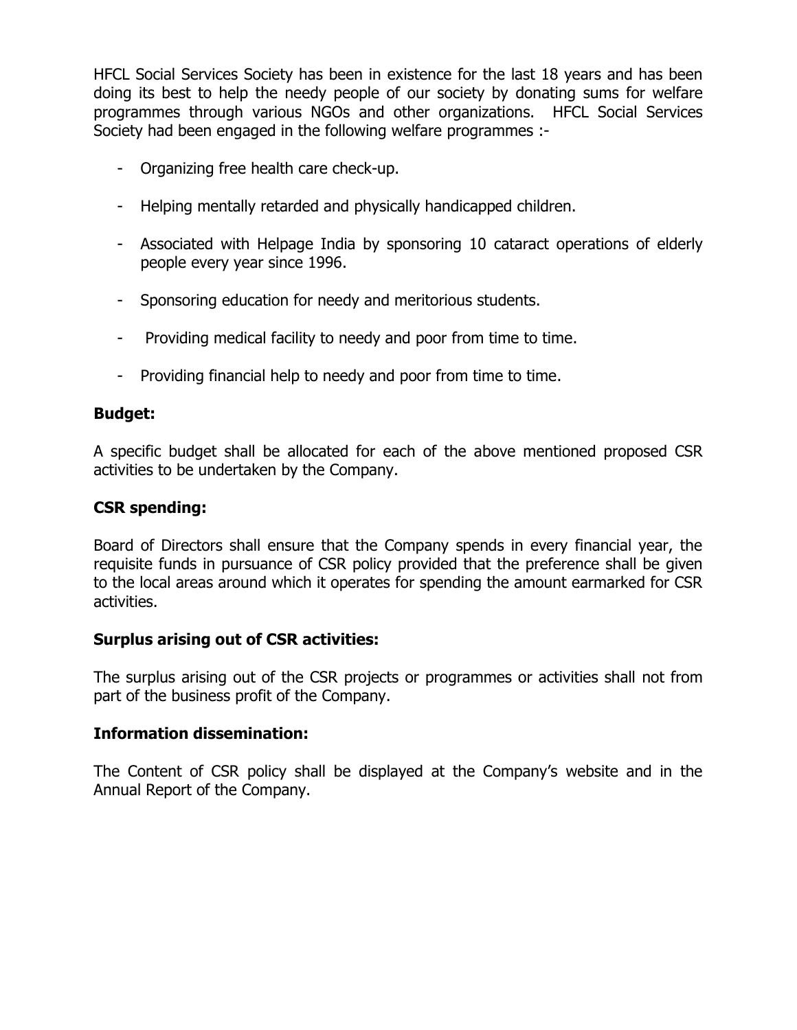HFCL Social Services Society has been in existence for the last 18 years and has been doing its best to help the needy people of our society by donating sums for welfare programmes through various NGOs and other organizations. HFCL Social Services Society had been engaged in the following welfare programmes :-

- Organizing free health care check-up.
- Helping mentally retarded and physically handicapped children.
- Associated with Helpage India by sponsoring 10 cataract operations of elderly people every year since 1996.
- Sponsoring education for needy and meritorious students.
- Providing medical facility to needy and poor from time to time.
- Providing financial help to needy and poor from time to time.

**Budget:**

A specific budget shall be allocated for each of the above mentioned proposed CSR activities to be undertaken by the Company.

**CSR spending:**

Board of Directors shall ensure that the Company spends in every financial year, the requisite funds in pursuance of CSR policy provided that the preference shall be given to the local areas around which it operates for spending the amount earmarked for CSR activities.

**Surplus arising out of CSR activities:**

The surplus arising out of the CSR projects or programmes or activities shall not from part of the business profit of the Company.

**Information dissemination:**

The Content of CSR policy shall be displayed at the Company's website and in the Annual Report of the Company.